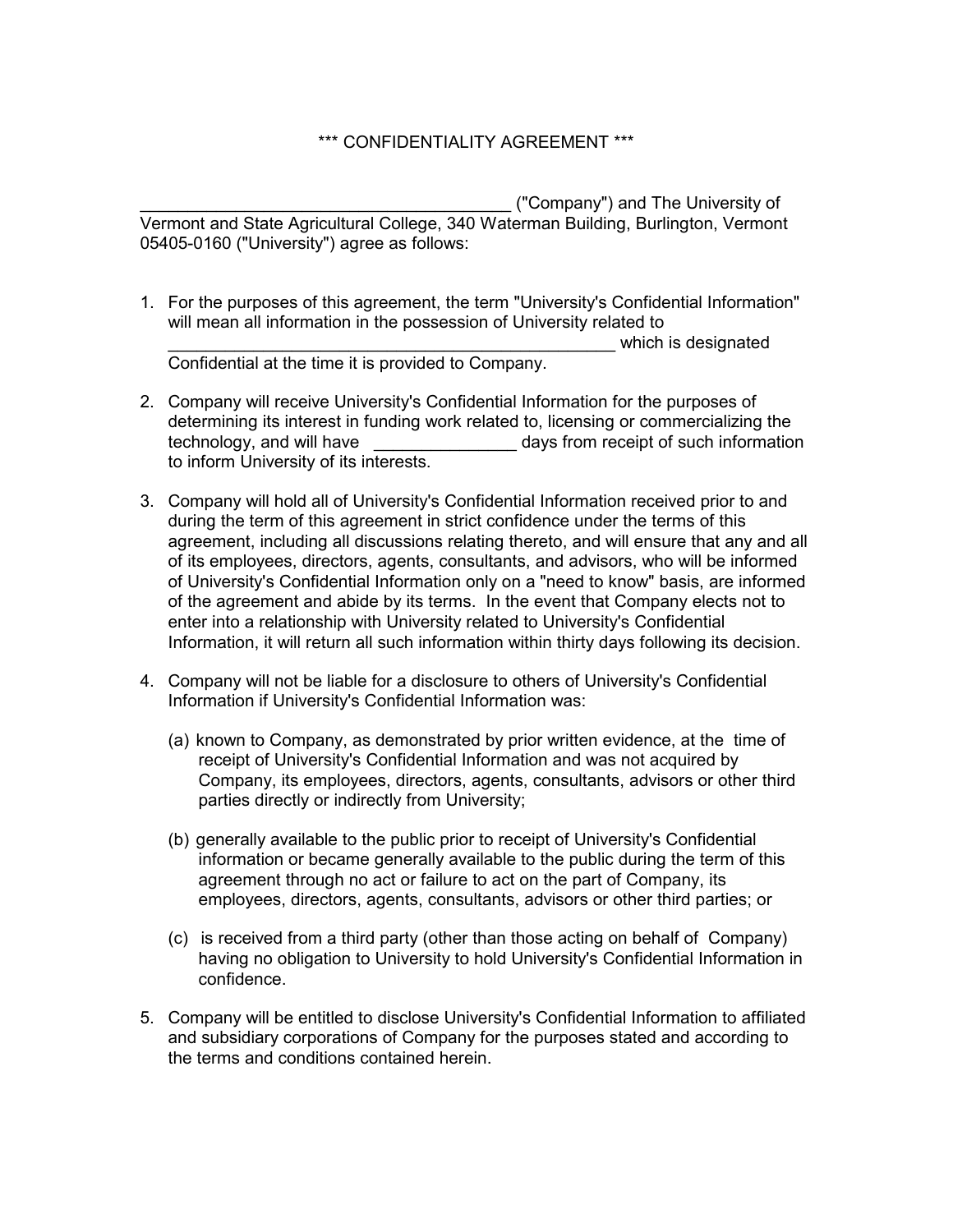*** CONFIDENTIALITY AGREEMENT ***

_______________________________________ ("Company") and The University of Vermont and State Agricultural College, 340 Waterman Building, Burlington, Vermont 05405-0160 ("University") agree as follows:

1. For the purposes of this agreement, the term "University's Confidential Information" will mean all information in the possession of University related to _________________________________________________ which is designated Confidential at the time it is provided to Company.

2. Company will receive University's Confidential Information for the purposes of determining its interest in funding work related to, licensing or commercializing the technology, and will have _______________ days from receipt of such information to inform University of its interests.

3. Company will hold all of University's Confidential Information received prior to and during the term of this agreement in strict confidence under the terms of this agreement, including all discussions relating thereto, and will ensure that any and all of its employees, directors, agents, consultants, and advisors, who will be informed of University's Confidential Information only on a "need to know" basis, are informed of the agreement and abide by its terms. In the event that Company elects not to enter into a relationship with University related to University's Confidential Information, it will return all such information within thirty days following its decision.

4. Company will not be liable for a disclosure to others of University's Confidential Information if University's Confidential Information was:

   (a) known to Company, as demonstrated by prior written evidence, at the time of receipt of University's Confidential Information and was not acquired by Company, its employees, directors, agents, consultants, advisors or other third parties directly or indirectly from University;

   (b) generally available to the public prior to receipt of University's Confidential information or became generally available to the public during the term of this agreement through no act or failure to act on the part of Company, its employees, directors, agents, consultants, advisors or other third parties; or

   (c) is received from a third party (other than those acting on behalf of Company) having no obligation to University to hold University's Confidential Information in confidence.

5. Company will be entitled to disclose University's Confidential Information to affiliated and subsidiary corporations of Company for the purposes stated and according to the terms and conditions contained herein.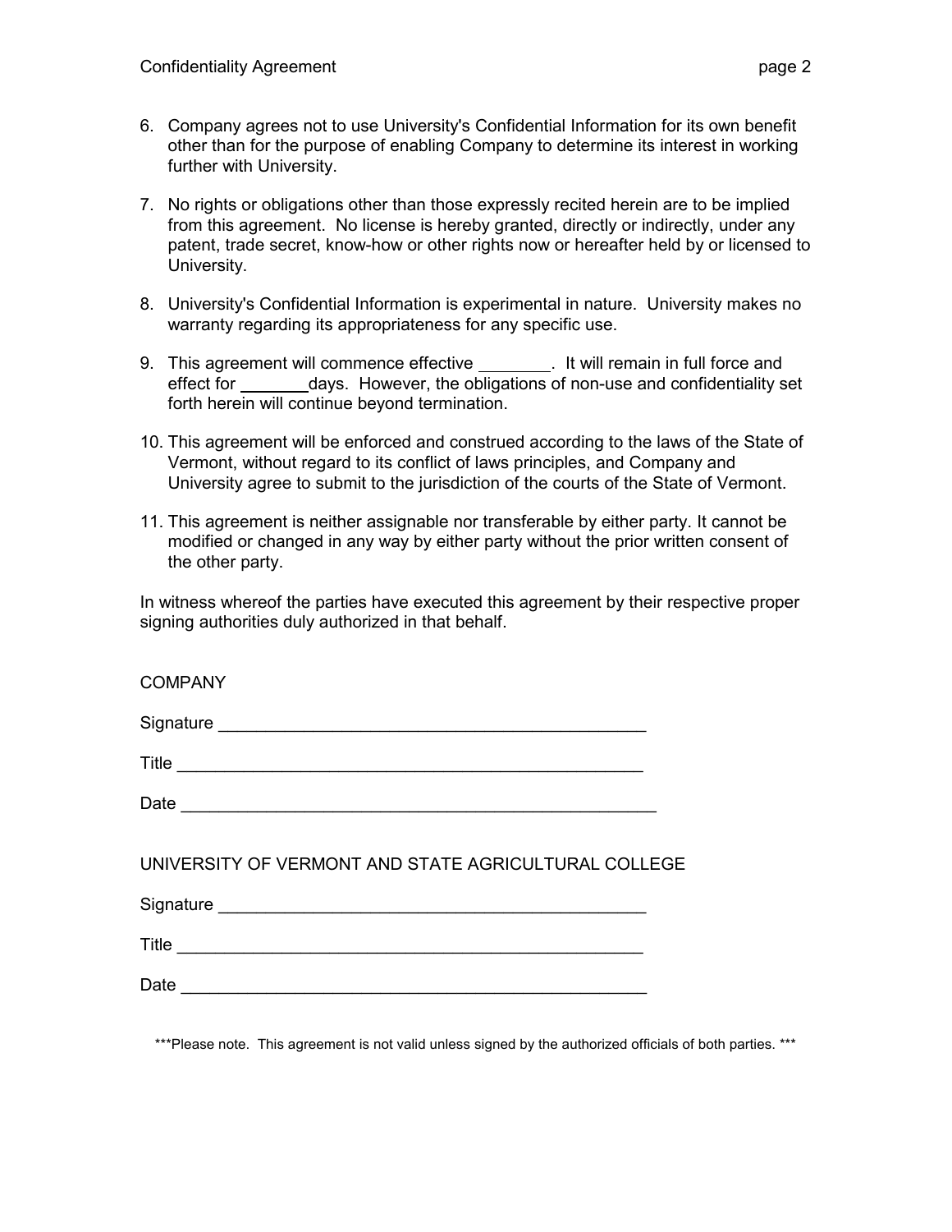6. Company agrees not to use University's Confidential Information for its own benefit other than for the purpose of enabling Company to determine its interest in working further with University.

7. No rights or obligations other than those expressly recited herein are to be implied from this agreement. No license is hereby granted, directly or indirectly, under any patent, trade secret, know-how or other rights now or hereafter held by or licensed to University.

8. University's Confidential Information is experimental in nature. University makes no warranty regarding its appropriateness for any specific use.

9. This agreement will commence effective ________. It will remain in full force and effect for ________days. However, the obligations of non-use and confidentiality set forth herein will continue beyond termination.

10. This agreement will be enforced and construed according to the laws of the State of Vermont, without regard to its conflict of laws principles, and Company and University agree to submit to the jurisdiction of the courts of the State of Vermont.

11. This agreement is neither assignable nor transferable by either party. It cannot be modified or changed in any way by either party without the prior written consent of the other party.

In witness whereof the parties have executed this agreement by their respective proper signing authorities duly authorized in that behalf.

COMPANY

Signature ______________________________________________

Title ___________________________________________________

Date ___________________________________________________

UNIVERSITY OF VERMONT AND STATE AGRICULTURAL COLLEGE

Signature ______________________________________________

Title ___________________________________________________

Date ___________________________________________________

***Please note. This agreement is not valid unless signed by the authorized officials of both parties. ***